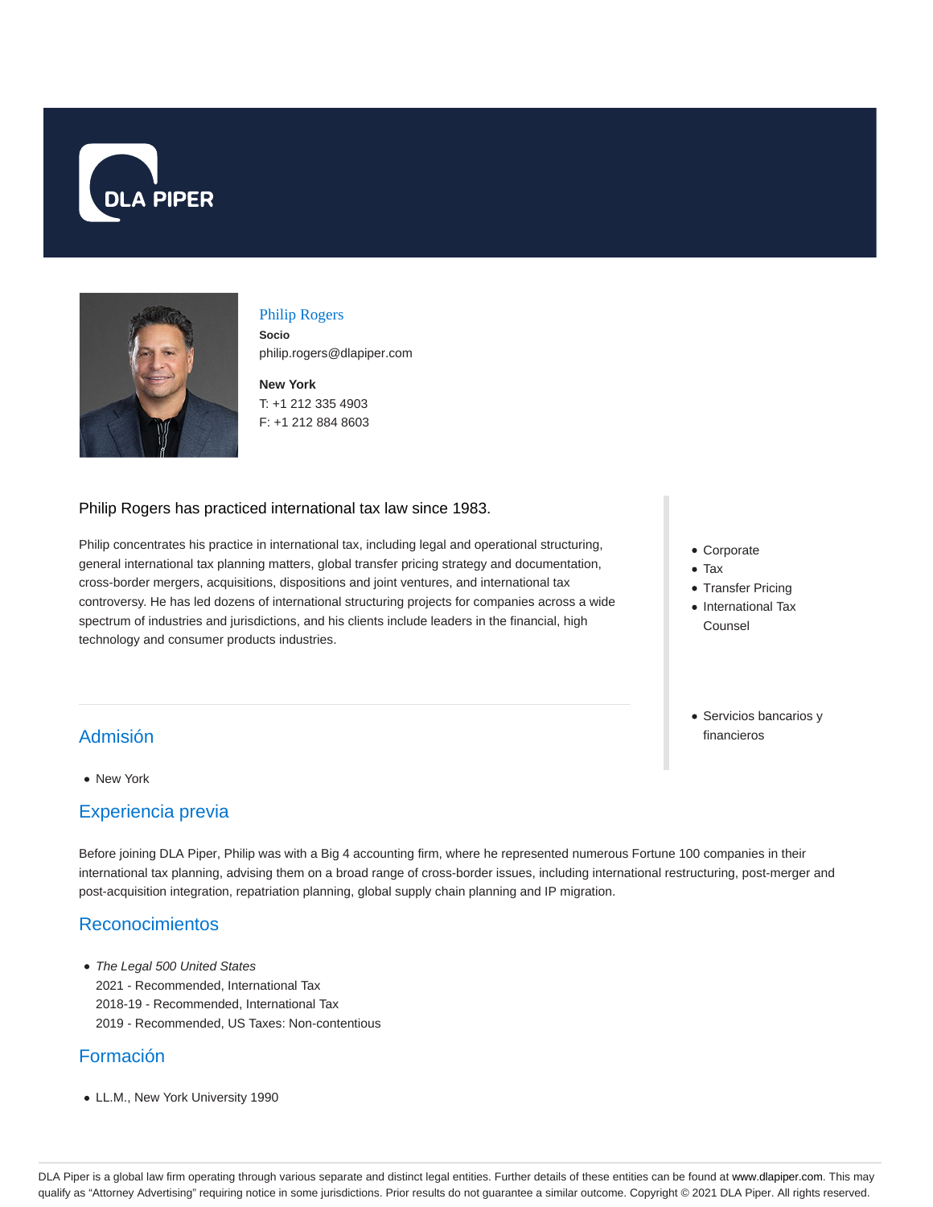# Philip Rogers

**Socio**
philip.rogers@dlapiper.com

**New York**
T: +1 212 335 4903
F: +1 212 884 8603

Philip Rogers has practiced international tax law since 1983.

Philip concentrates his practice in international tax, including legal and operational structuring, general international tax planning matters, global transfer pricing strategy and documentation, cross-border mergers, acquisitions, dispositions and joint ventures, and international tax controversy. He has led dozens of international structuring projects for companies across a wide spectrum of industries and jurisdictions, and his clients include leaders in the financial, high technology and consumer products industries.

- Corporate
- Tax
- Transfer Pricing
- International Tax Counsel

- Servicios bancarios y financieros

## Admisión

- New York

## Experiencia previa

Before joining DLA Piper, Philip was with a Big 4 accounting firm, where he represented numerous Fortune 100 companies in their international tax planning, advising them on a broad range of cross-border issues, including international restructuring, post-merger and post-acquisition integration, repatriation planning, global supply chain planning and IP migration.

## Reconocimientos

- *The Legal 500 United States*
  2021 - Recommended, International Tax
  2018-19 - Recommended, International Tax
  2019 - Recommended, US Taxes: Non-contentious

## Formación

- LL.M., New York University 1990

DLA Piper is a global law firm operating through various separate and distinct legal entities. Further details of these entities can be found at www.dlapiper.com. This may qualify as "Attorney Advertising" requiring notice in some jurisdictions. Prior results do not guarantee a similar outcome. Copyright © 2021 DLA Piper. All rights reserved.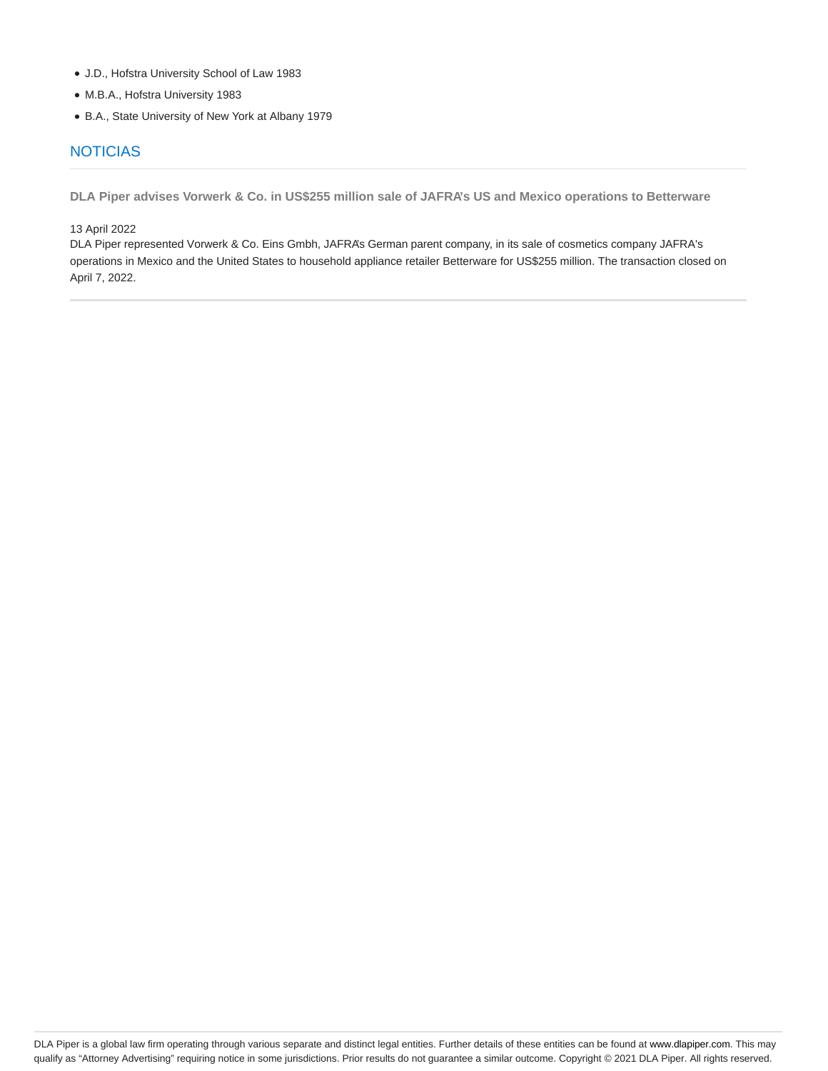- J.D., Hofstra University School of Law 1983
- M.B.A., Hofstra University 1983
- B.A., State University of New York at Albany 1979

## NOTICIAS

**DLA Piper advises Vorwerk & Co. in US$255 million sale of JAFRA's US and Mexico operations to Betterware**

13 April 2022

DLA Piper represented Vorwerk & Co. Eins Gmbh, JAFRA's German parent company, in its sale of cosmetics company JAFRA's operations in Mexico and the United States to household appliance retailer Betterware for US$255 million. The transaction closed on April 7, 2022.

DLA Piper is a global law firm operating through various separate and distinct legal entities. Further details of these entities can be found at www.dlapiper.com. This may qualify as "Attorney Advertising" requiring notice in some jurisdictions. Prior results do not guarantee a similar outcome. Copyright © 2021 DLA Piper. All rights reserved.